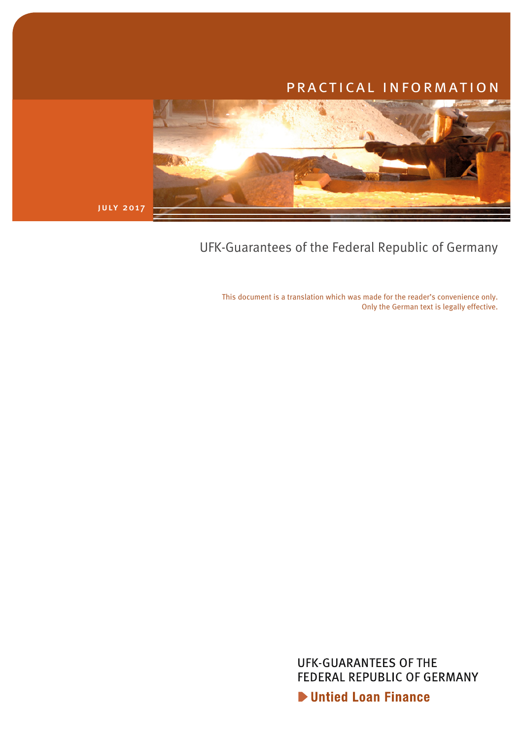PRACTICAL INFORMATION

JULY 2017

# UFK-Guarantees of the Federal Republic of Germany

This document is a translation which was made for the reader's convenience only.
Only the German text is legally effective.

UFK-GUARANTEES OF THE FEDERAL REPUBLIC OF GERMANY

**Untied Loan Finance**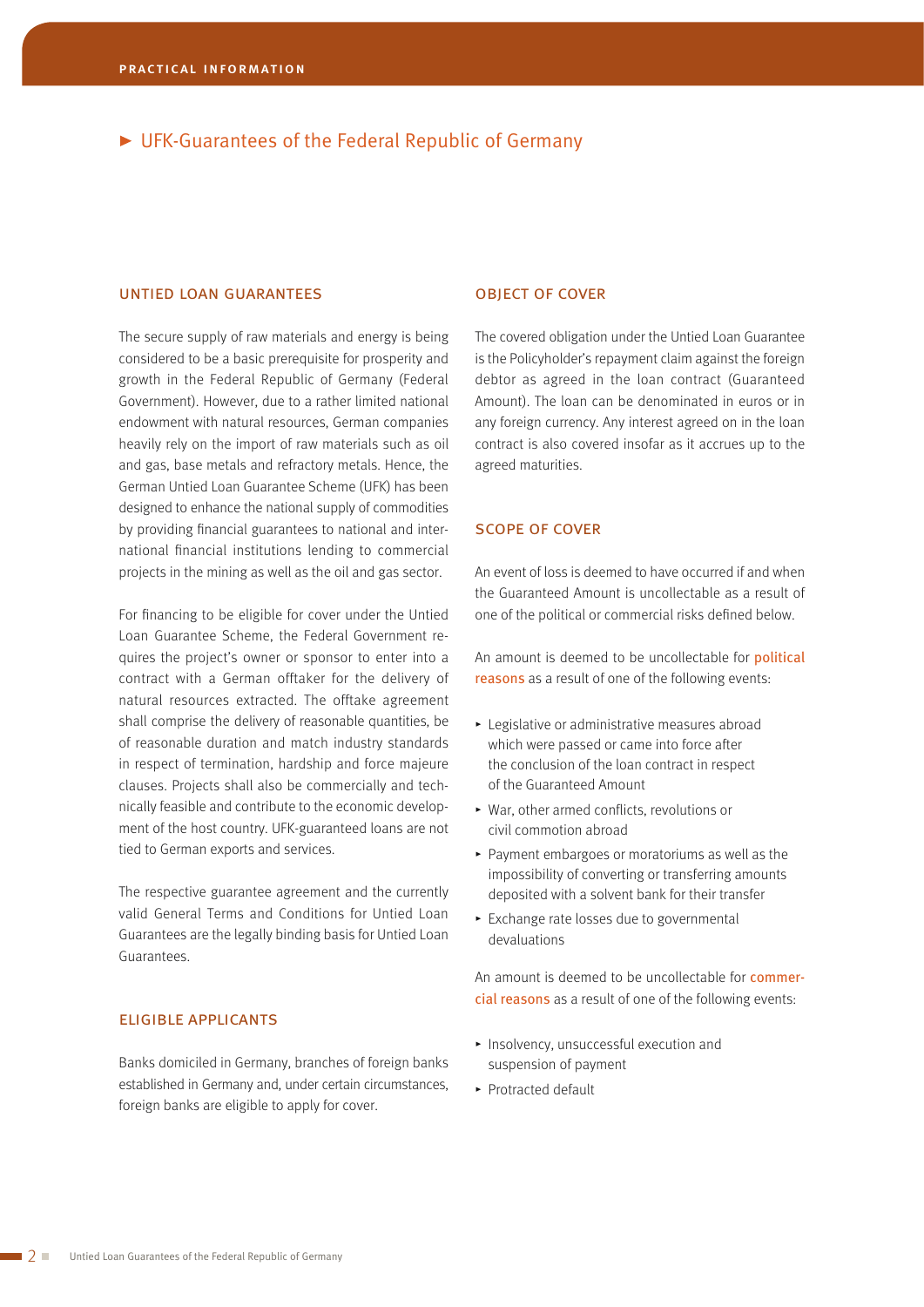# UFK-Guarantees of the Federal Republic of Germany

## UNTIED LOAN GUARANTEES

The secure supply of raw materials and energy is being considered to be a basic prerequisite for prosperity and growth in the Federal Republic of Germany (Federal Government). However, due to a rather limited national endowment with natural resources, German companies heavily rely on the import of raw materials such as oil and gas, base metals and refractory metals. Hence, the German Untied Loan Guarantee Scheme (UFK) has been designed to enhance the national supply of commodities by providing financial guarantees to national and international financial institutions lending to commercial projects in the mining as well as the oil and gas sector.

For financing to be eligible for cover under the Untied Loan Guarantee Scheme, the Federal Government requires the project's owner or sponsor to enter into a contract with a German offtaker for the delivery of natural resources extracted. The offtake agreement shall comprise the delivery of reasonable quantities, be of reasonable duration and match industry standards in respect of termination, hardship and force majeure clauses. Projects shall also be commercially and technically feasible and contribute to the economic development of the host country. UFK-guaranteed loans are not tied to German exports and services.

The respective guarantee agreement and the currently valid General Terms and Conditions for Untied Loan Guarantees are the legally binding basis for Untied Loan Guarantees.

## ELIGIBLE APPLICANTS

Banks domiciled in Germany, branches of foreign banks established in Germany and, under certain circumstances, foreign banks are eligible to apply for cover.

## OBJECT OF COVER

The covered obligation under the Untied Loan Guarantee is the Policyholder's repayment claim against the foreign debtor as agreed in the loan contract (Guaranteed Amount). The loan can be denominated in euros or in any foreign currency. Any interest agreed on in the loan contract is also covered insofar as it accrues up to the agreed maturities.

## SCOPE OF COVER

An event of loss is deemed to have occurred if and when the Guaranteed Amount is uncollectable as a result of one of the political or commercial risks defined below.

An amount is deemed to be uncollectable for political reasons as a result of one of the following events:

- Legislative or administrative measures abroad which were passed or came into force after the conclusion of the loan contract in respect of the Guaranteed Amount
- War, other armed conflicts, revolutions or civil commotion abroad
- Payment embargoes or moratoriums as well as the impossibility of converting or transferring amounts deposited with a solvent bank for their transfer
- Exchange rate losses due to governmental devaluations

An amount is deemed to be uncollectable for commercial reasons as a result of one of the following events:

- Insolvency, unsuccessful execution and suspension of payment
- Protracted default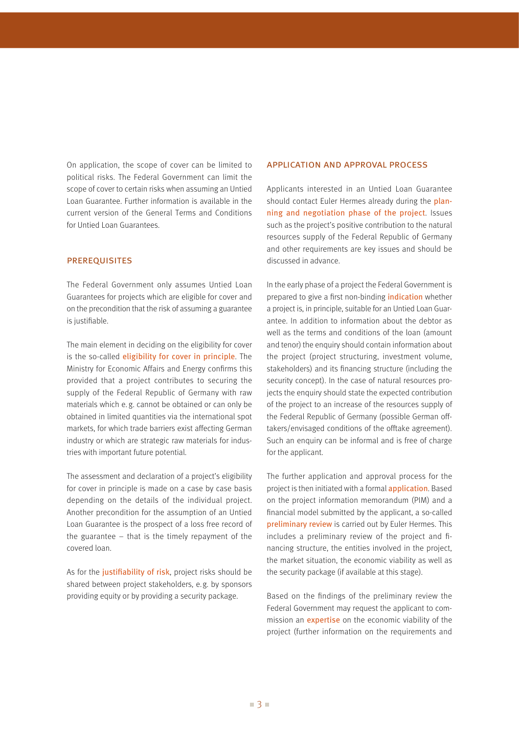On application, the scope of cover can be limited to political risks. The Federal Government can limit the scope of cover to certain risks when assuming an Untied Loan Guarantee. Further information is available in the current version of the General Terms and Conditions for Untied Loan Guarantees.

## PREREQUISITES

The Federal Government only assumes Untied Loan Guarantees for projects which are eligible for cover and on the precondition that the risk of assuming a guarantee is justifiable.

The main element in deciding on the eligibility for cover is the so-called eligibility for cover in principle. The Ministry for Economic Affairs and Energy confirms this provided that a project contributes to securing the supply of the Federal Republic of Germany with raw materials which e.g. cannot be obtained or can only be obtained in limited quantities via the international spot markets, for which trade barriers exist affecting German industry or which are strategic raw materials for industries with important future potential.

The assessment and declaration of a project's eligibility for cover in principle is made on a case by case basis depending on the details of the individual project. Another precondition for the assumption of an Untied Loan Guarantee is the prospect of a loss free record of the guarantee – that is the timely repayment of the covered loan.

As for the justifiability of risk, project risks should be shared between project stakeholders, e.g. by sponsors providing equity or by providing a security package.

## APPLICATION AND APPROVAL PROCESS

Applicants interested in an Untied Loan Guarantee should contact Euler Hermes already during the planning and negotiation phase of the project. Issues such as the project's positive contribution to the natural resources supply of the Federal Republic of Germany and other requirements are key issues and should be discussed in advance.

In the early phase of a project the Federal Government is prepared to give a first non-binding indication whether a project is, in principle, suitable for an Untied Loan Guarantee. In addition to information about the debtor as well as the terms and conditions of the loan (amount and tenor) the enquiry should contain information about the project (project structuring, investment volume, stakeholders) and its financing structure (including the security concept). In the case of natural resources projects the enquiry should state the expected contribution of the project to an increase of the resources supply of the Federal Republic of Germany (possible German offtakers/envisaged conditions of the offtake agreement). Such an enquiry can be informal and is free of charge for the applicant.

The further application and approval process for the project is then initiated with a formal application. Based on the project information memorandum (PIM) and a financial model submitted by the applicant, a so-called preliminary review is carried out by Euler Hermes. This includes a preliminary review of the project and financing structure, the entities involved in the project, the market situation, the economic viability as well as the security package (if available at this stage).

Based on the findings of the preliminary review the Federal Government may request the applicant to commission an expertise on the economic viability of the project (further information on the requirements and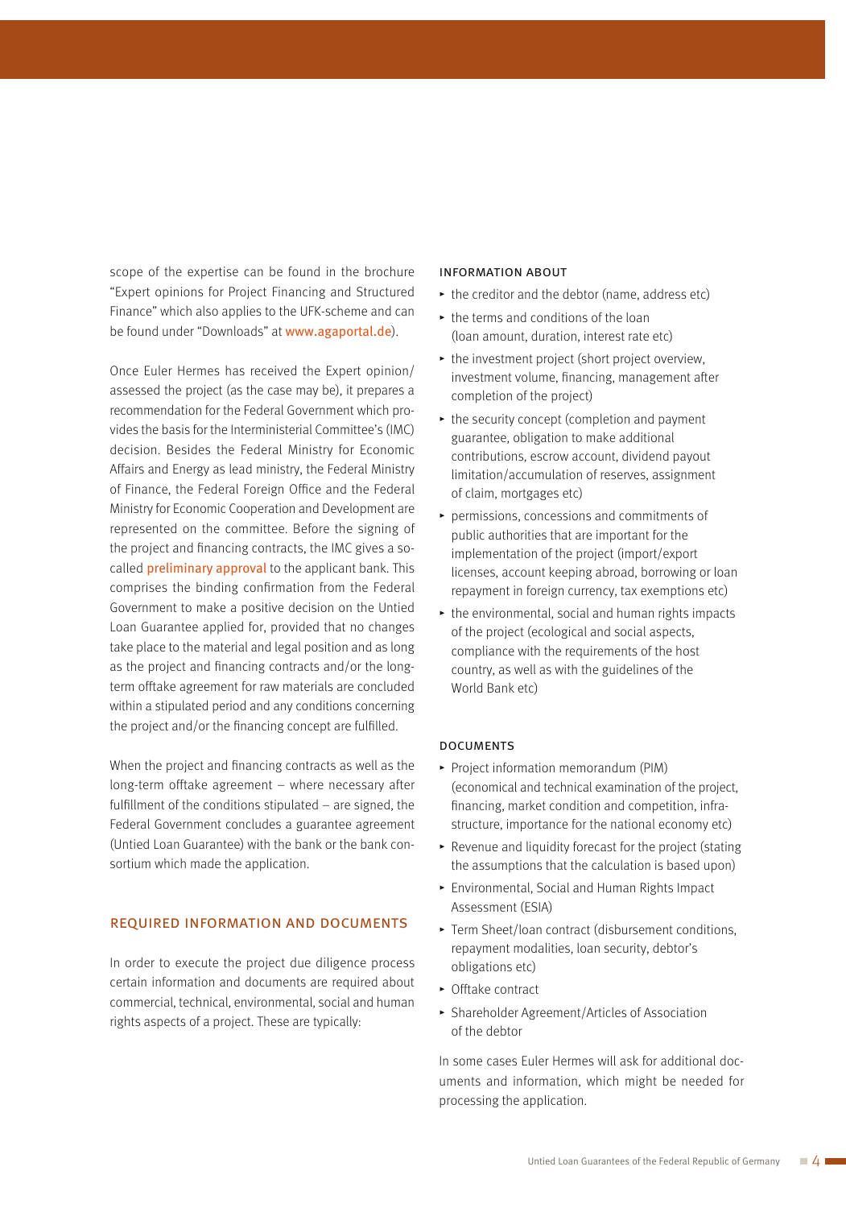scope of the expertise can be found in the brochure "Expert opinions for Project Financing and Structured Finance" which also applies to the UFK-scheme and can be found under "Downloads" at www.agaportal.de).

Once Euler Hermes has received the Expert opinion/assessed the project (as the case may be), it prepares a recommendation for the Federal Government which provides the basis for the Interministerial Committee's (IMC) decision. Besides the Federal Ministry for Economic Affairs and Energy as lead ministry, the Federal Ministry of Finance, the Federal Foreign Office and the Federal Ministry for Economic Cooperation and Development are represented on the committee. Before the signing of the project and financing contracts, the IMC gives a so-called preliminary approval to the applicant bank. This comprises the binding confirmation from the Federal Government to make a positive decision on the Untied Loan Guarantee applied for, provided that no changes take place to the material and legal position and as long as the project and financing contracts and/or the long-term offtake agreement for raw materials are concluded within a stipulated period and any conditions concerning the project and/or the financing concept are fulfilled.

When the project and financing contracts as well as the long-term offtake agreement – where necessary after fulfillment of the conditions stipulated – are signed, the Federal Government concludes a guarantee agreement (Untied Loan Guarantee) with the bank or the bank consortium which made the application.

## REQUIRED INFORMATION AND DOCUMENTS

In order to execute the project due diligence process certain information and documents are required about commercial, technical, environmental, social and human rights aspects of a project. These are typically:

### INFORMATION ABOUT

- the creditor and the debtor (name, address etc)
- the terms and conditions of the loan (loan amount, duration, interest rate etc)
- the investment project (short project overview, investment volume, financing, management after completion of the project)
- the security concept (completion and payment guarantee, obligation to make additional contributions, escrow account, dividend payout limitation/accumulation of reserves, assignment of claim, mortgages etc)
- permissions, concessions and commitments of public authorities that are important for the implementation of the project (import/export licenses, account keeping abroad, borrowing or loan repayment in foreign currency, tax exemptions etc)
- the environmental, social and human rights impacts of the project (ecological and social aspects, compliance with the requirements of the host country, as well as with the guidelines of the World Bank etc)

### DOCUMENTS

- Project information memorandum (PIM) (economical and technical examination of the project, financing, market condition and competition, infrastructure, importance for the national economy etc)
- Revenue and liquidity forecast for the project (stating the assumptions that the calculation is based upon)
- Environmental, Social and Human Rights Impact Assessment (ESIA)
- Term Sheet/loan contract (disbursement conditions, repayment modalities, loan security, debtor's obligations etc)
- Offtake contract
- Shareholder Agreement/Articles of Association of the debtor

In some cases Euler Hermes will ask for additional documents and information, which might be needed for processing the application.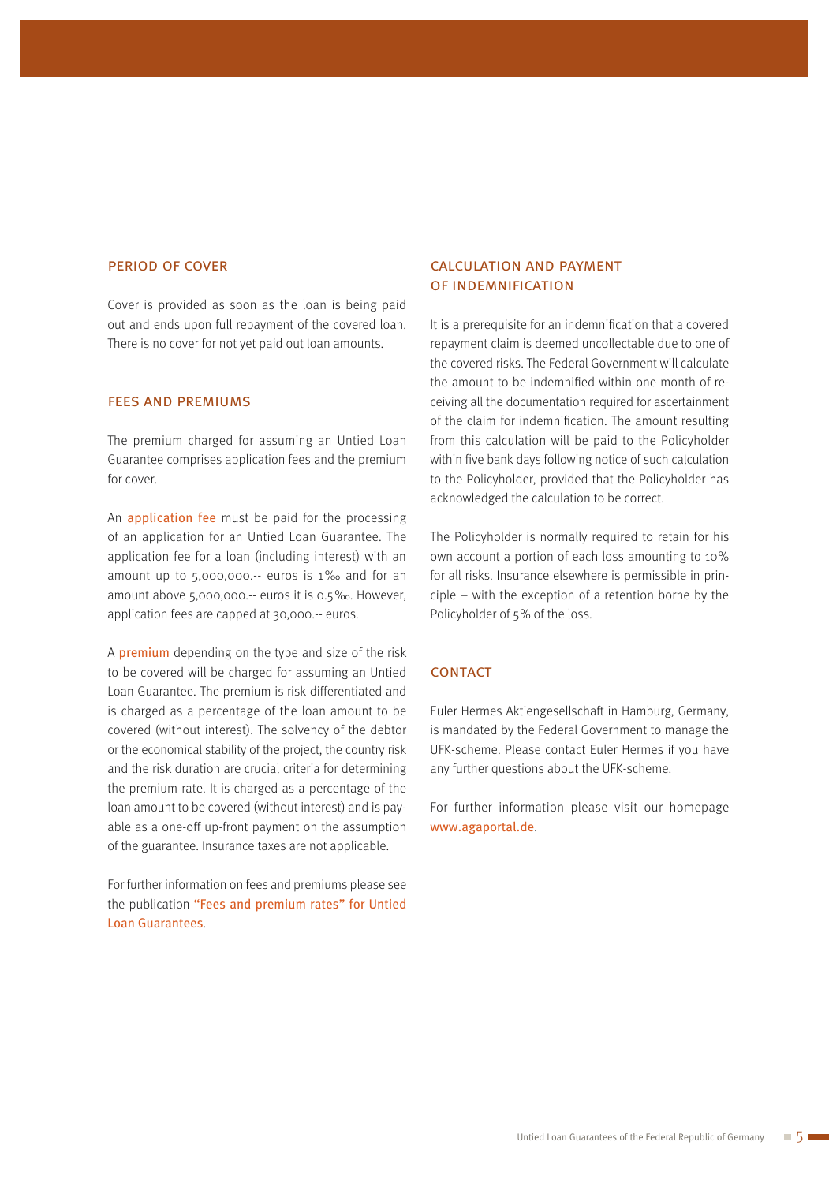## PERIOD OF COVER

Cover is provided as soon as the loan is being paid out and ends upon full repayment of the covered loan. There is no cover for not yet paid out loan amounts.

## FEES AND PREMIUMS

The premium charged for assuming an Untied Loan Guarantee comprises application fees and the premium for cover.

An application fee must be paid for the processing of an application for an Untied Loan Guarantee. The application fee for a loan (including interest) with an amount up to 5,000,000.-- euros is 1‰ and for an amount above 5,000,000.-- euros it is 0.5‰. However, application fees are capped at 30,000.-- euros.

A premium depending on the type and size of the risk to be covered will be charged for assuming an Untied Loan Guarantee. The premium is risk differentiated and is charged as a percentage of the loan amount to be covered (without interest). The solvency of the debtor or the economical stability of the project, the country risk and the risk duration are crucial criteria for determining the premium rate. It is charged as a percentage of the loan amount to be covered (without interest) and is payable as a one-off up-front payment on the assumption of the guarantee. Insurance taxes are not applicable.

For further information on fees and premiums please see the publication "Fees and premium rates" for Untied Loan Guarantees.

## CALCULATION AND PAYMENT OF INDEMNIFICATION

It is a prerequisite for an indemnification that a covered repayment claim is deemed uncollectable due to one of the covered risks. The Federal Government will calculate the amount to be indemnified within one month of receiving all the documentation required for ascertainment of the claim for indemnification. The amount resulting from this calculation will be paid to the Policyholder within five bank days following notice of such calculation to the Policyholder, provided that the Policyholder has acknowledged the calculation to be correct.

The Policyholder is normally required to retain for his own account a portion of each loss amounting to 10% for all risks. Insurance elsewhere is permissible in principle – with the exception of a retention borne by the Policyholder of 5% of the loss.

## CONTACT

Euler Hermes Aktiengesellschaft in Hamburg, Germany, is mandated by the Federal Government to manage the UFK-scheme. Please contact Euler Hermes if you have any further questions about the UFK-scheme.

For further information please visit our homepage www.agaportal.de.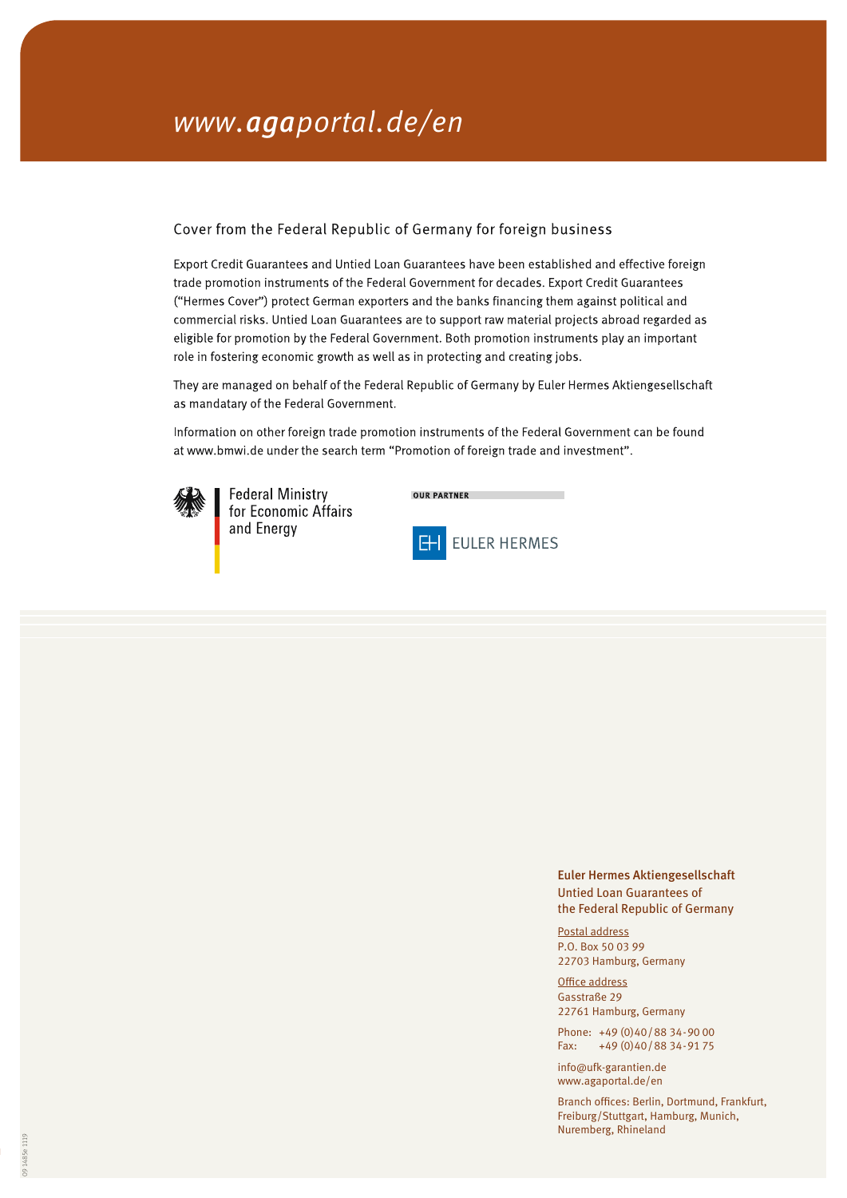# *www.agaportal.de/en*

## Cover from the Federal Republic of Germany for foreign business

Export Credit Guarantees and Untied Loan Guarantees have been established and effective foreign trade promotion instruments of the Federal Government for decades. Export Credit Guarantees ("Hermes Cover") protect German exporters and the banks financing them against political and commercial risks. Untied Loan Guarantees are to support raw material projects abroad regarded as eligible for promotion by the Federal Government. Both promotion instruments play an important role in fostering economic growth as well as in protecting and creating jobs.

They are managed on behalf of the Federal Republic of Germany by Euler Hermes Aktiengesellschaft as mandatary of the Federal Government.

Information on other foreign trade promotion instruments of the Federal Government can be found at www.bmwi.de under the search term "Promotion of foreign trade and investment".

Federal Ministry for Economic Affairs and Energy

OUR PARTNER

EULER HERMES

**Euler Hermes Aktiengesellschaft**
Untied Loan Guarantees of the Federal Republic of Germany

Postal address
P.O. Box 50 03 99
22703 Hamburg, Germany

Office address
Gasstraße 29
22761 Hamburg, Germany

Phone: +49 (0)40/88 34-90 00
Fax: +49 (0)40/88 34-91 75

info@ufk-garantien.de
www.agaportal.de/en

Branch offices: Berlin, Dortmund, Frankfurt, Freiburg/Stuttgart, Hamburg, Munich, Nuremberg, Rhineland

09 1485e 1119